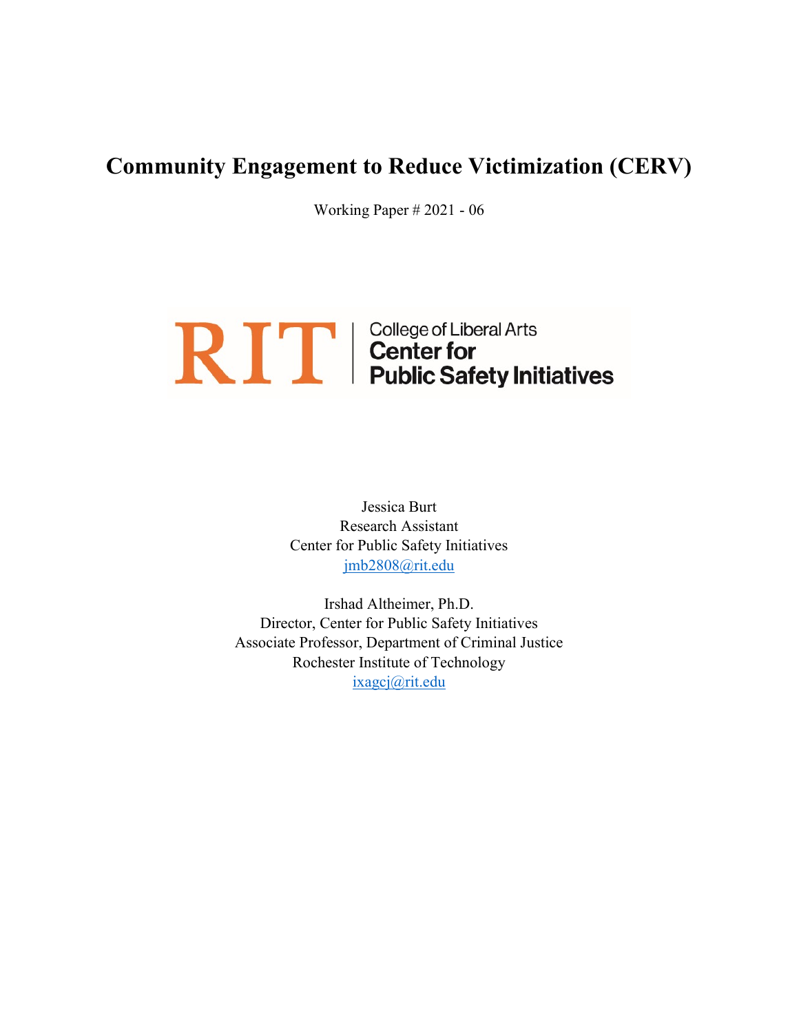# Community Engagement to Reduce Victimization (CERV)

Working Paper # 2021 - 06

RIT | College of Liberal Arts
**Center for Public Safety Initiatives**

Jessica Burt
Research Assistant
Center for Public Safety Initiatives
jmb2808@rit.edu

Irshad Altheimer, Ph.D.
Director, Center for Public Safety Initiatives
Associate Professor, Department of Criminal Justice
Rochester Institute of Technology
ixagcj@rit.edu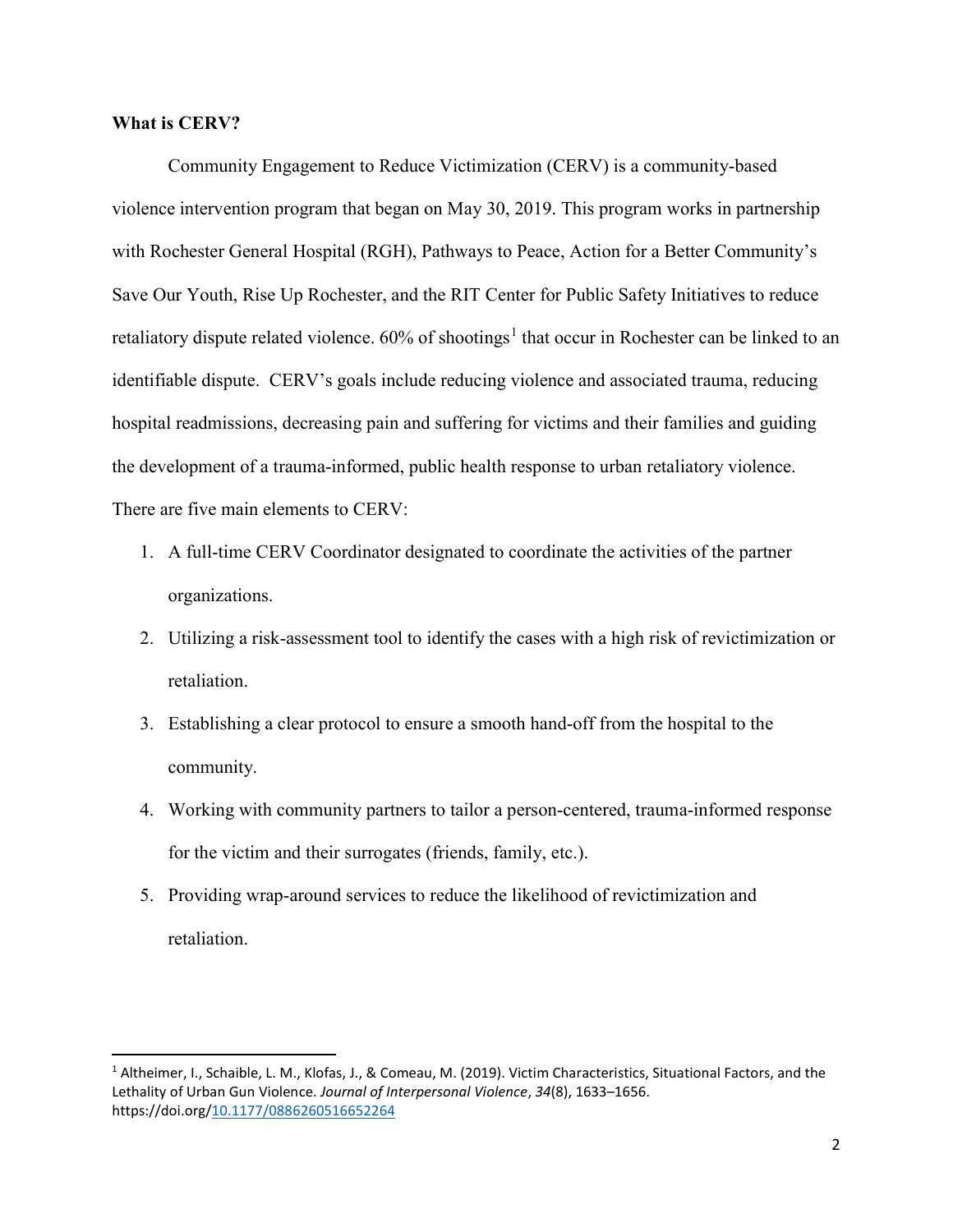**What is CERV?**

Community Engagement to Reduce Victimization (CERV) is a community-based violence intervention program that began on May 30, 2019. This program works in partnership with Rochester General Hospital (RGH), Pathways to Peace, Action for a Better Community's Save Our Youth, Rise Up Rochester, and the RIT Center for Public Safety Initiatives to reduce retaliatory dispute related violence. 60% of shootings[1] that occur in Rochester can be linked to an identifiable dispute. CERV's goals include reducing violence and associated trauma, reducing hospital readmissions, decreasing pain and suffering for victims and their families and guiding the development of a trauma-informed, public health response to urban retaliatory violence. There are five main elements to CERV:

1. A full-time CERV Coordinator designated to coordinate the activities of the partner organizations.
2. Utilizing a risk-assessment tool to identify the cases with a high risk of revictimization or retaliation.
3. Establishing a clear protocol to ensure a smooth hand-off from the hospital to the community.
4. Working with community partners to tailor a person-centered, trauma-informed response for the victim and their surrogates (friends, family, etc.).
5. Providing wrap-around services to reduce the likelihood of revictimization and retaliation.

---

[1] Altheimer, I., Schaible, L. M., Klofas, J., & Comeau, M. (2019). Victim Characteristics, Situational Factors, and the Lethality of Urban Gun Violence. *Journal of Interpersonal Violence*, *34*(8), 1633–1656. https://doi.org/10.1177/0886260516652264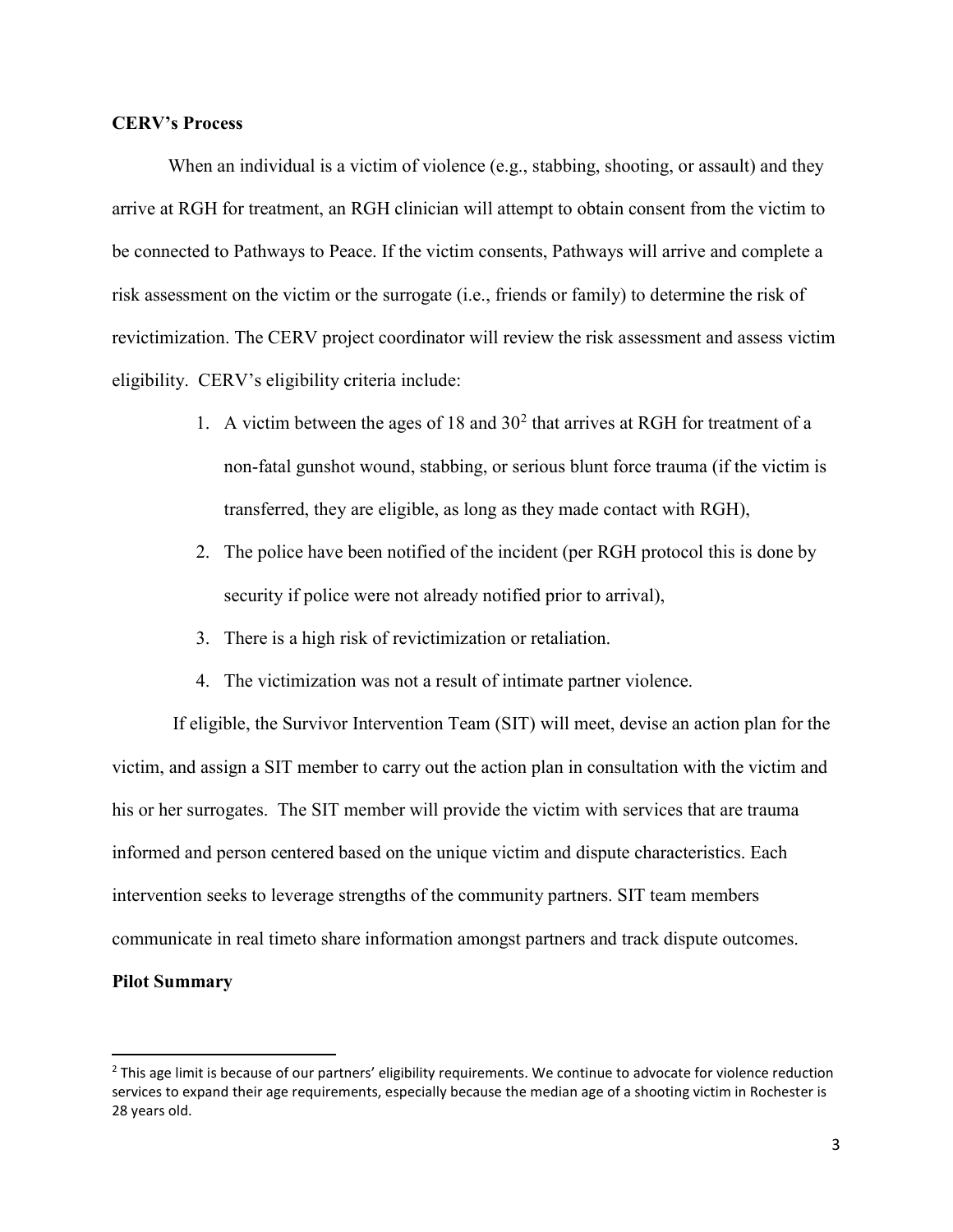**CERV's Process**

When an individual is a victim of violence (e.g., stabbing, shooting, or assault) and they arrive at RGH for treatment, an RGH clinician will attempt to obtain consent from the victim to be connected to Pathways to Peace. If the victim consents, Pathways will arrive and complete a risk assessment on the victim or the surrogate (i.e., friends or family) to determine the risk of revictimization. The CERV project coordinator will review the risk assessment and assess victim eligibility. CERV's eligibility criteria include:

1. A victim between the ages of 18 and 30[2] that arrives at RGH for treatment of a non-fatal gunshot wound, stabbing, or serious blunt force trauma (if the victim is transferred, they are eligible, as long as they made contact with RGH),
2. The police have been notified of the incident (per RGH protocol this is done by security if police were not already notified prior to arrival),
3. There is a high risk of revictimization or retaliation.
4. The victimization was not a result of intimate partner violence.

If eligible, the Survivor Intervention Team (SIT) will meet, devise an action plan for the victim, and assign a SIT member to carry out the action plan in consultation with the victim and his or her surrogates. The SIT member will provide the victim with services that are trauma informed and person centered based on the unique victim and dispute characteristics. Each intervention seeks to leverage strengths of the community partners. SIT team members communicate in real timeto share information amongst partners and track dispute outcomes.

**Pilot Summary**

[2] This age limit is because of our partners' eligibility requirements. We continue to advocate for violence reduction services to expand their age requirements, especially because the median age of a shooting victim in Rochester is 28 years old.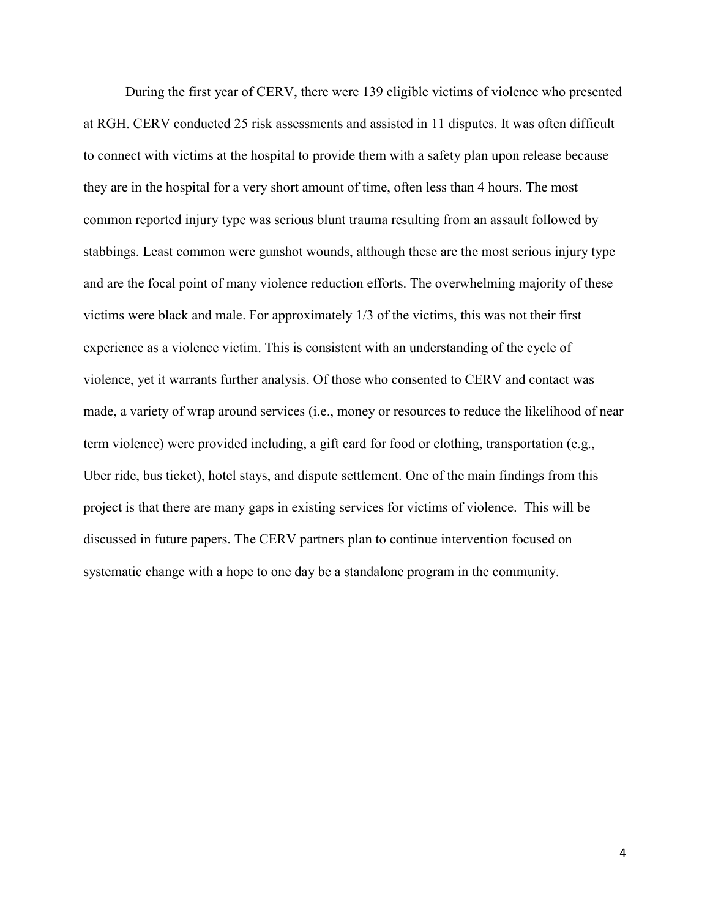During the first year of CERV, there were 139 eligible victims of violence who presented at RGH. CERV conducted 25 risk assessments and assisted in 11 disputes. It was often difficult to connect with victims at the hospital to provide them with a safety plan upon release because they are in the hospital for a very short amount of time, often less than 4 hours. The most common reported injury type was serious blunt trauma resulting from an assault followed by stabbings. Least common were gunshot wounds, although these are the most serious injury type and are the focal point of many violence reduction efforts. The overwhelming majority of these victims were black and male. For approximately 1/3 of the victims, this was not their first experience as a violence victim. This is consistent with an understanding of the cycle of violence, yet it warrants further analysis. Of those who consented to CERV and contact was made, a variety of wrap around services (i.e., money or resources to reduce the likelihood of near term violence) were provided including, a gift card for food or clothing, transportation (e.g., Uber ride, bus ticket), hotel stays, and dispute settlement. One of the main findings from this project is that there are many gaps in existing services for victims of violence. This will be discussed in future papers. The CERV partners plan to continue intervention focused on systematic change with a hope to one day be a standalone program in the community.